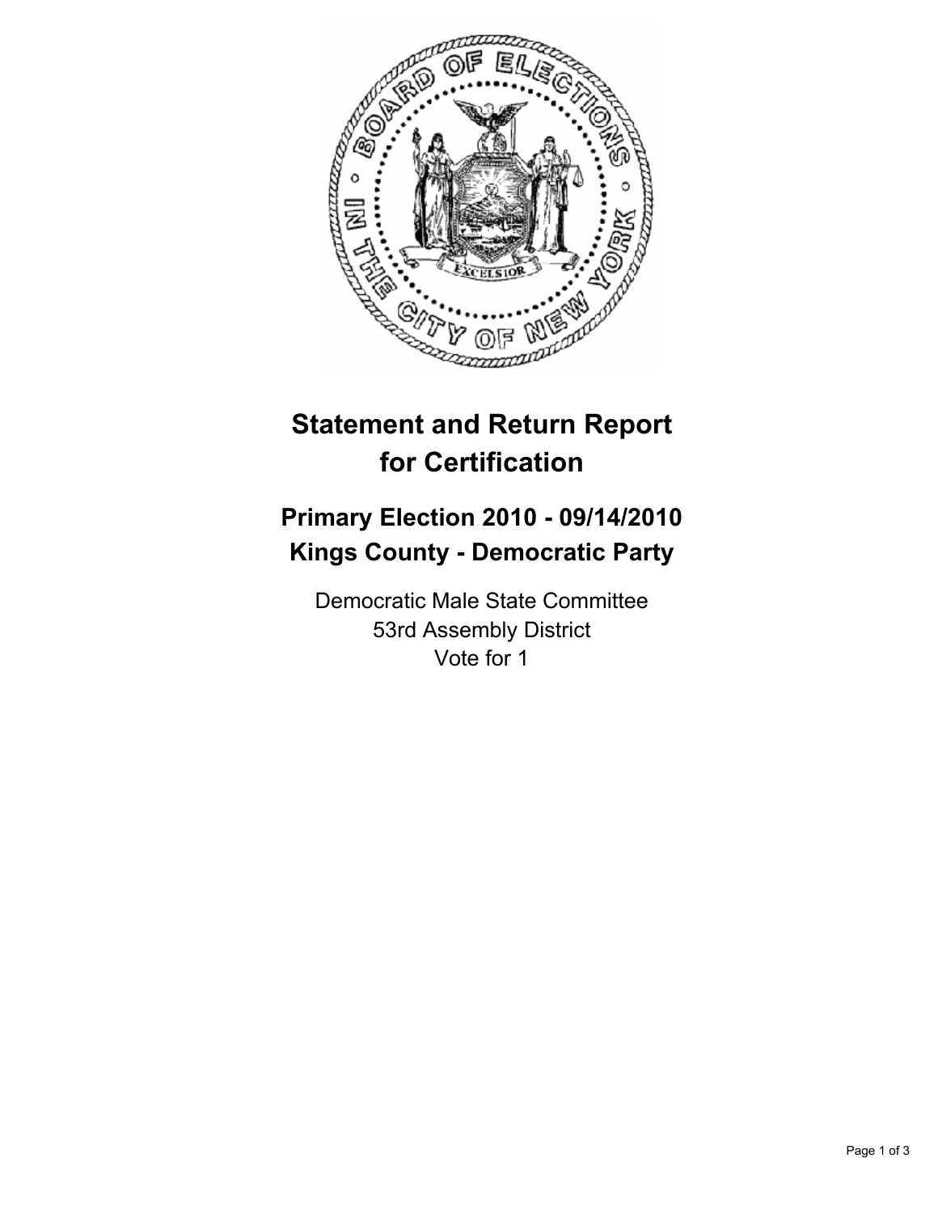# Statement and Return Report for Certification

## Primary Election 2010 - 09/14/2010
## Kings County - Democratic Party

Democratic Male State Committee
53rd Assembly District
Vote for 1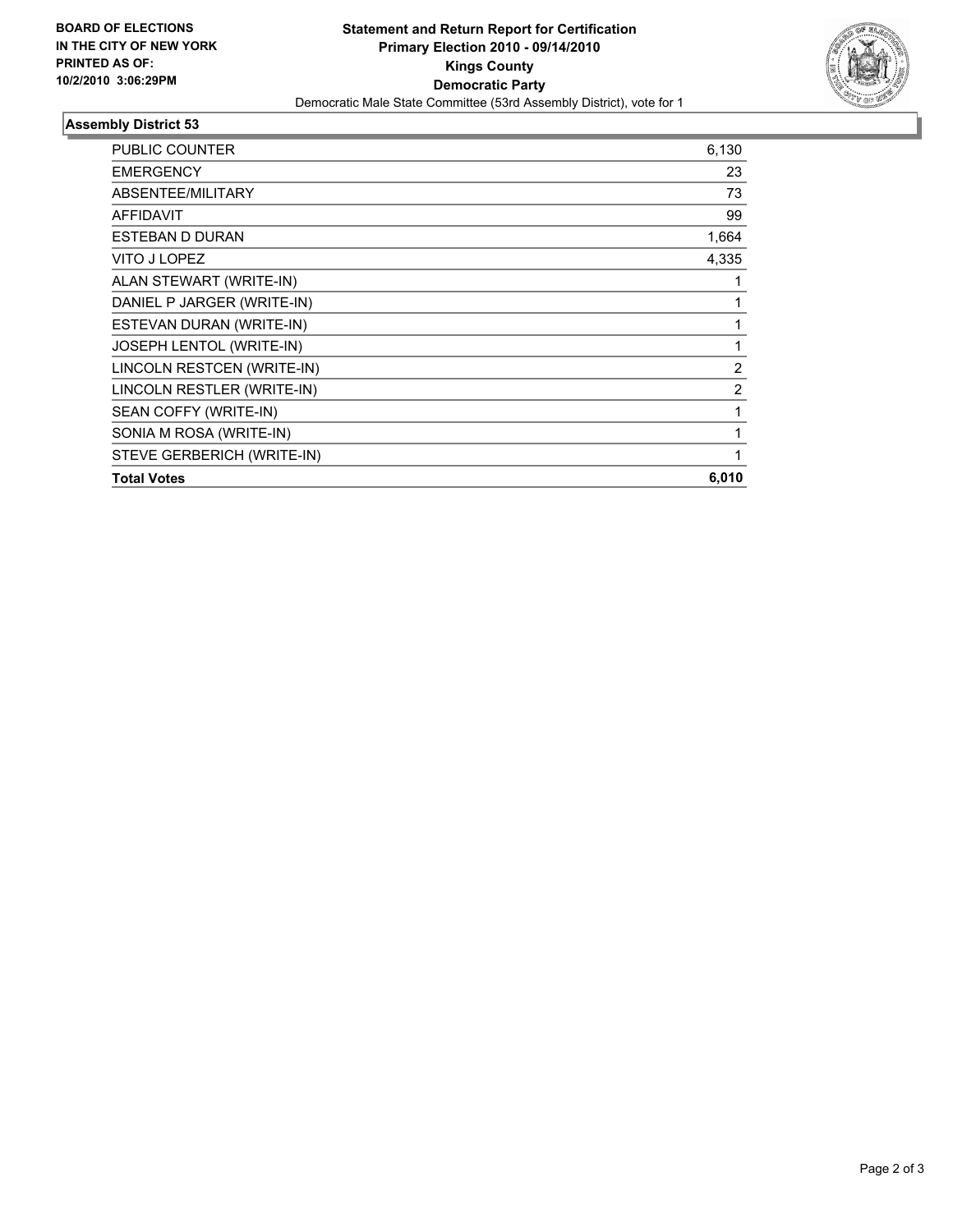**BOARD OF ELECTIONS**
**IN THE CITY OF NEW YORK**
**PRINTED AS OF:**
**10/2/2010 3:06:29PM**

**Statement and Return Report for Certification**
**Primary Election 2010 - 09/14/2010**
**Kings County**
**Democratic Party**
Democratic Male State Committee (53rd Assembly District), vote for 1

### Assembly District 53

| | |
|---|---:|
| PUBLIC COUNTER | 6,130 |
| EMERGENCY | 23 |
| ABSENTEE/MILITARY | 73 |
| AFFIDAVIT | 99 |
| ESTEBAN D DURAN | 1,664 |
| VITO J LOPEZ | 4,335 |
| ALAN STEWART (WRITE-IN) | 1 |
| DANIEL P JARGER (WRITE-IN) | 1 |
| ESTEVAN DURAN (WRITE-IN) | 1 |
| JOSEPH LENTOL (WRITE-IN) | 1 |
| LINCOLN RESTCEN (WRITE-IN) | 2 |
| LINCOLN RESTLER (WRITE-IN) | 2 |
| SEAN COFFY (WRITE-IN) | 1 |
| SONIA M ROSA (WRITE-IN) | 1 |
| STEVE GERBERICH (WRITE-IN) | 1 |
| **Total Votes** | **6,010** |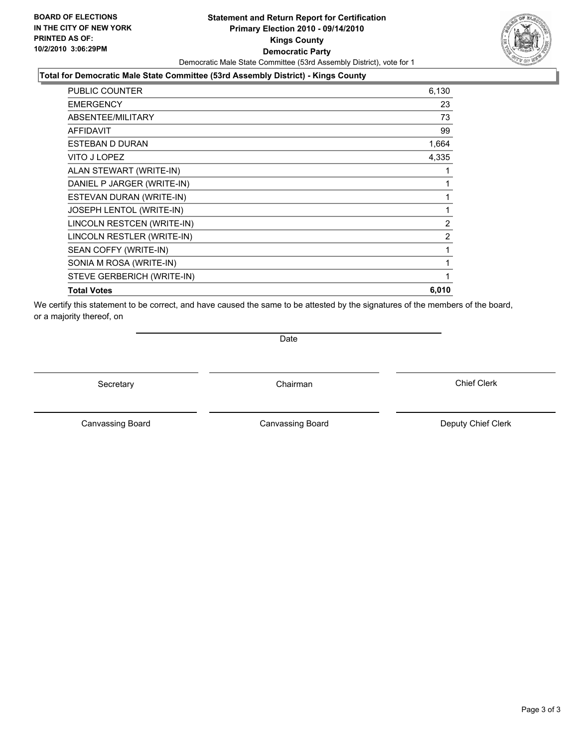**BOARD OF ELECTIONS IN THE CITY OF NEW YORK PRINTED AS OF: 10/2/2010 3:06:29PM**

**Statement and Return Report for Certification**
**Primary Election 2010 - 09/14/2010**
**Kings County**
**Democratic Party**
Democratic Male State Committee (53rd Assembly District), vote for 1

**Total for Democratic Male State Committee (53rd Assembly District) - Kings County**

| | |
|---|---|
| PUBLIC COUNTER | 6,130 |
| EMERGENCY | 23 |
| ABSENTEE/MILITARY | 73 |
| AFFIDAVIT | 99 |
| ESTEBAN D DURAN | 1,664 |
| VITO J LOPEZ | 4,335 |
| ALAN STEWART (WRITE-IN) | 1 |
| DANIEL P JARGER (WRITE-IN) | 1 |
| ESTEVAN DURAN (WRITE-IN) | 1 |
| JOSEPH LENTOL (WRITE-IN) | 1 |
| LINCOLN RESTCEN (WRITE-IN) | 2 |
| LINCOLN RESTLER (WRITE-IN) | 2 |
| SEAN COFFY (WRITE-IN) | 1 |
| SONIA M ROSA (WRITE-IN) | 1 |
| STEVE GERBERICH (WRITE-IN) | 1 |
| **Total Votes** | **6,010** |

We certify this statement to be correct, and have caused the same to be attested by the signatures of the members of the board, or a majority thereof, on

Date

Secretary | Chairman | Chief Clerk

Canvassing Board | Canvassing Board | Deputy Chief Clerk